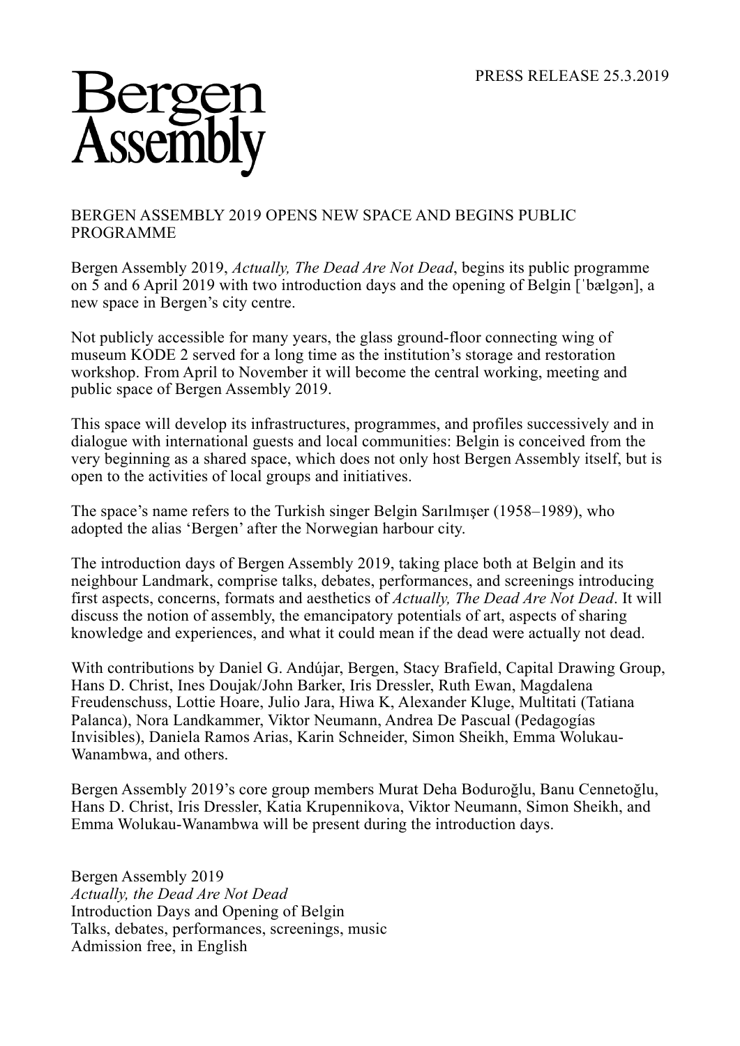PRESS RELEASE 25.3.2019

# Bergen Assembly

## BERGEN ASSEMBLY 2019 OPENS NEW SPACE AND BEGINS PUBLIC PROGRAMME

Bergen Assembly 2019, *Actually, The Dead Are Not Dead*, begins its public programme on 5 and 6 April 2019 with two introduction days and the opening of Belgin [ˈbælgən], a new space in Bergen's city centre.

Not publicly accessible for many years, the glass ground-floor connecting wing of museum KODE 2 served for a long time as the institution's storage and restoration workshop. From April to November it will become the central working, meeting and public space of Bergen Assembly 2019.

This space will develop its infrastructures, programmes, and profiles successively and in dialogue with international guests and local communities: Belgin is conceived from the very beginning as a shared space, which does not only host Bergen Assembly itself, but is open to the activities of local groups and initiatives.

The space's name refers to the Turkish singer Belgin Sarılmışer (1958–1989), who adopted the alias 'Bergen' after the Norwegian harbour city.

The introduction days of Bergen Assembly 2019, taking place both at Belgin and its neighbour Landmark, comprise talks, debates, performances, and screenings introducing first aspects, concerns, formats and aesthetics of *Actually, The Dead Are Not Dead*. It will discuss the notion of assembly, the emancipatory potentials of art, aspects of sharing knowledge and experiences, and what it could mean if the dead were actually not dead.

With contributions by Daniel G. Andújar, Bergen, Stacy Brafield, Capital Drawing Group, Hans D. Christ, Ines Doujak/John Barker, Iris Dressler, Ruth Ewan, Magdalena Freudenschuss, Lottie Hoare, Julio Jara, Hiwa K, Alexander Kluge, Multitati (Tatiana Palanca), Nora Landkammer, Viktor Neumann, Andrea De Pascual (Pedagogías Invisibles), Daniela Ramos Arias, Karin Schneider, Simon Sheikh, Emma Wolukau-Wanambwa, and others.

Bergen Assembly 2019's core group members Murat Deha Boduroğlu, Banu Cennetoğlu, Hans D. Christ, Iris Dressler, Katia Krupennikova, Viktor Neumann, Simon Sheikh, and Emma Wolukau-Wanambwa will be present during the introduction days.

Bergen Assembly 2019
*Actually, the Dead Are Not Dead*
Introduction Days and Opening of Belgin
Talks, debates, performances, screenings, music
Admission free, in English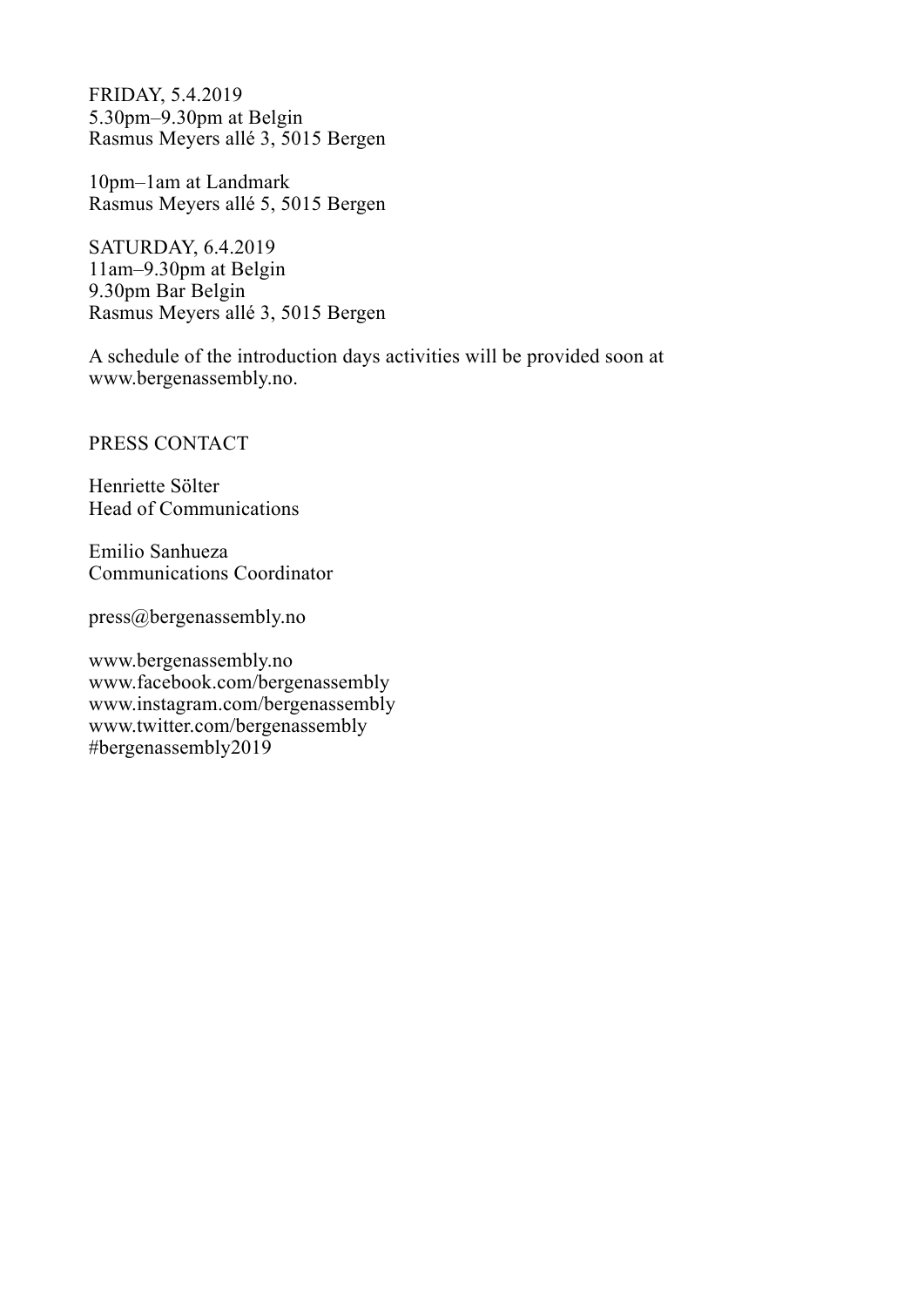FRIDAY, 5.4.2019
5.30pm–9.30pm at Belgin
Rasmus Meyers allé 3, 5015 Bergen

10pm–1am at Landmark
Rasmus Meyers allé 5, 5015 Bergen

SATURDAY, 6.4.2019
11am–9.30pm at Belgin
9.30pm Bar Belgin
Rasmus Meyers allé 3, 5015 Bergen

A schedule of the introduction days activities will be provided soon at www.bergenassembly.no.

PRESS CONTACT

Henriette Sölter
Head of Communications

Emilio Sanhueza
Communications Coordinator

press@bergenassembly.no

www.bergenassembly.no
www.facebook.com/bergenassembly
www.instagram.com/bergenassembly
www.twitter.com/bergenassembly
#bergenassembly2019